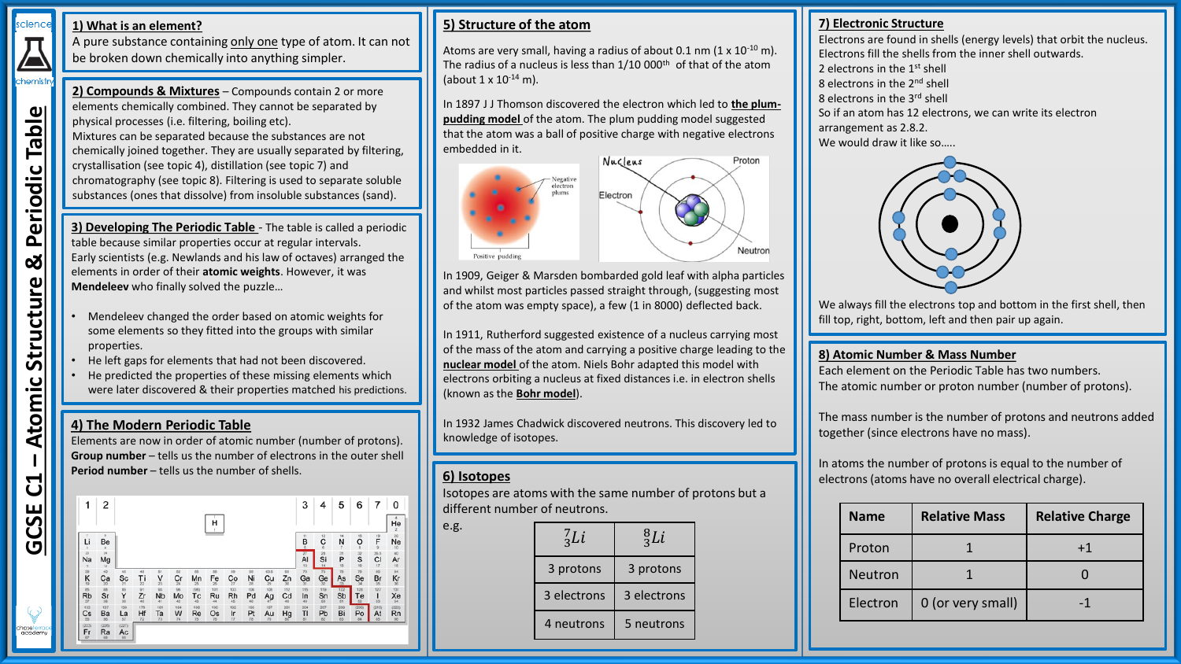# GCSE C1 – Atomic Structure & Periodic Table

## 1) What is an element?

A pure substance containing only one type of atom. It can not be broken down chemically into anything simpler.

## 2) Compounds & Mixtures

Compounds contain 2 or more elements chemically combined. They cannot be separated by physical processes (i.e. filtering, boiling etc).

Mixtures can be separated because the substances are not chemically joined together. They are usually separated by filtering, crystallisation (see topic 4), distillation (see topic 7) and chromatography (see topic 8). Filtering is used to separate soluble substances (ones that dissolve) from insoluble substances (sand).

## 3) Developing The Periodic Table

The table is called a periodic table because similar properties occur at regular intervals.

Early scientists (e.g. Newlands and his law of octaves) arranged the elements in order of their **atomic weights**. However, it was **Mendeleev** who finally solved the puzzle…

- Mendeleev changed the order based on atomic weights for some elements so they fitted into the groups with similar properties.
- He left gaps for elements that had not been discovered.
- He predicted the properties of these missing elements which were later discovered & their properties matched his predictions.

## 4) The Modern Periodic Table

Elements are now in order of atomic number (number of protons).

**Group number** – tells us the number of electrons in the outer shell

**Period number** – tells us the number of shells.

## 5) Structure of the atom

Atoms are very small, having a radius of about 0.1 nm ($1 \times 10^{-10}$ m). The radius of a nucleus is less than 1/10 000th of that of the atom (about $1 \times 10^{-14}$ m).

In 1897 J J Thomson discovered the electron which led to the **plum-pudding model** of the atom. The plum pudding model suggested that the atom was a ball of positive charge with negative electrons embedded in it.

In 1909, Geiger & Marsden bombarded gold leaf with alpha particles and whilst most particles passed straight through, (suggesting most of the atom was empty space), a few (1 in 8000) deflected back.

In 1911, Rutherford suggested existence of a nucleus carrying most of the mass of the atom and carrying a positive charge leading to the **nuclear model** of the atom. Niels Bohr adapted this model with electrons orbiting a nucleus at fixed distances i.e. in electron shells (known as the **Bohr model**).

In 1932 James Chadwick discovered neutrons. This discovery led to knowledge of isotopes.

## 6) Isotopes

Isotopes are atoms with the same number of protons but a different number of neutrons.

e.g.

| $^{7}_{3}Li$ | $^{8}_{3}Li$ |
|---|---|
| 3 protons | 3 protons |
| 3 electrons | 3 electrons |
| 4 neutrons | 5 neutrons |

## 7) Electronic Structure

Electrons are found in shells (energy levels) that orbit the nucleus. Electrons fill the shells from the inner shell outwards.

2 electrons in the 1st shell

8 electrons in the 2nd shell

8 electrons in the 3rd shell

So if an atom has 12 electrons, we can write its electron arrangement as 2.8.2.

We would draw it like so…..

We always fill the electrons top and bottom in the first shell, then fill top, right, bottom, left and then pair up again.

## 8) Atomic Number & Mass Number

Each element on the Periodic Table has two numbers.

The atomic number or proton number (number of protons).

The mass number is the number of protons and neutrons added together (since electrons have no mass).

In atoms the number of protons is equal to the number of electrons (atoms have no overall electrical charge).

| Name | Relative Mass | Relative Charge |
|---|---|---|
| Proton | 1 | +1 |
| Neutron | 1 | 0 |
| Electron | 0 (or very small) | -1 |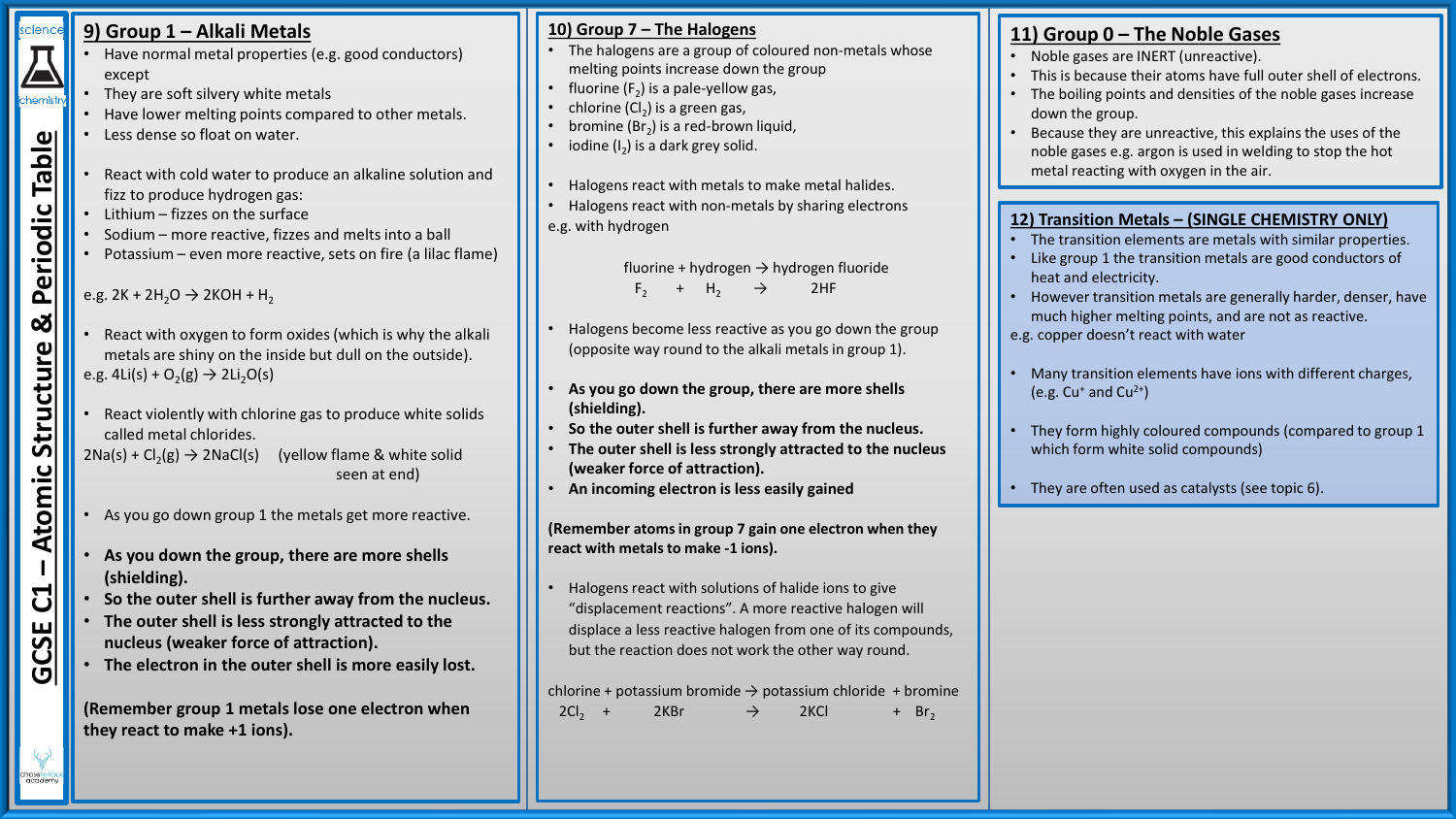# GCSE C1 – Atomic Structure & Periodic Table

## 9) Group 1 – Alkali Metals

- Have normal metal properties (e.g. good conductors) except
- They are soft silvery white metals
- Have lower melting points compared to other metals.
- Less dense so float on water.

- React with cold water to produce an alkaline solution and fizz to produce hydrogen gas:
- Lithium – fizzes on the surface
- Sodium – more reactive, fizzes and melts into a ball
- Potassium – even more reactive, sets on fire (a lilac flame)

e.g. $2K + 2H_2O \rightarrow 2KOH + H_2$

- React with oxygen to form oxides (which is why the alkali metals are shiny on the inside but dull on the outside).

e.g. $4Li(s) + O_2(g) \rightarrow 2Li_2O(s)$

- React violently with chlorine gas to produce white solids called metal chlorides.

$2Na(s) + Cl_2(g) \rightarrow 2NaCl(s)$ (yellow flame & white solid seen at end)

- As you go down group 1 the metals get more reactive.

- **As you down the group, there are more shells (shielding).**
- **So the outer shell is further away from the nucleus.**
- **The outer shell is less strongly attracted to the nucleus (weaker force of attraction).**
- **The electron in the outer shell is more easily lost.**

**(Remember group 1 metals lose one electron when they react to make +1 ions).**

## 10) Group 7 – The Halogens

- The halogens are a group of coloured non-metals whose melting points increase down the group
- fluorine ($F_2$) is a pale-yellow gas,
- chlorine ($Cl_2$) is a green gas,
- bromine ($Br_2$) is a red-brown liquid,
- iodine ($I_2$) is a dark grey solid.

- Halogens react with metals to make metal halides.
- Halogens react with non-metals by sharing electrons

e.g. with hydrogen

fluorine + hydrogen → hydrogen fluoride

$$F_2 + H_2 \rightarrow 2HF$$

- Halogens become less reactive as you go down the group (opposite way round to the alkali metals in group 1).

- **As you go down the group, there are more shells (shielding).**
- **So the outer shell is further away from the nucleus.**
- **The outer shell is less strongly attracted to the nucleus (weaker force of attraction).**
- **An incoming electron is less easily gained**

**(Remember atoms in group 7 gain one electron when they react with metals to make -1 ions).**

- Halogens react with solutions of halide ions to give "displacement reactions". A more reactive halogen will displace a less reactive halogen from one of its compounds, but the reaction does not work the other way round.

chlorine + potassium bromide → potassium chloride + bromine

$$2Cl_2 + 2KBr \rightarrow 2KCl + Br_2$$

## 11) Group 0 – The Noble Gases

- Noble gases are INERT (unreactive).
- This is because their atoms have full outer shell of electrons.
- The boiling points and densities of the noble gases increase down the group.
- Because they are unreactive, this explains the uses of the noble gases e.g. argon is used in welding to stop the hot metal reacting with oxygen in the air.

## 12) Transition Metals – (SINGLE CHEMISTRY ONLY)

- The transition elements are metals with similar properties.
- Like group 1 the transition metals are good conductors of heat and electricity.
- However transition metals are generally harder, denser, have much higher melting points, and are not as reactive.

e.g. copper doesn't react with water

- Many transition elements have ions with different charges, (e.g. $Cu^{+}$ and $Cu^{2+}$)

- They form highly coloured compounds (compared to group 1 which form white solid compounds)

- They are often used as catalysts (see topic 6).